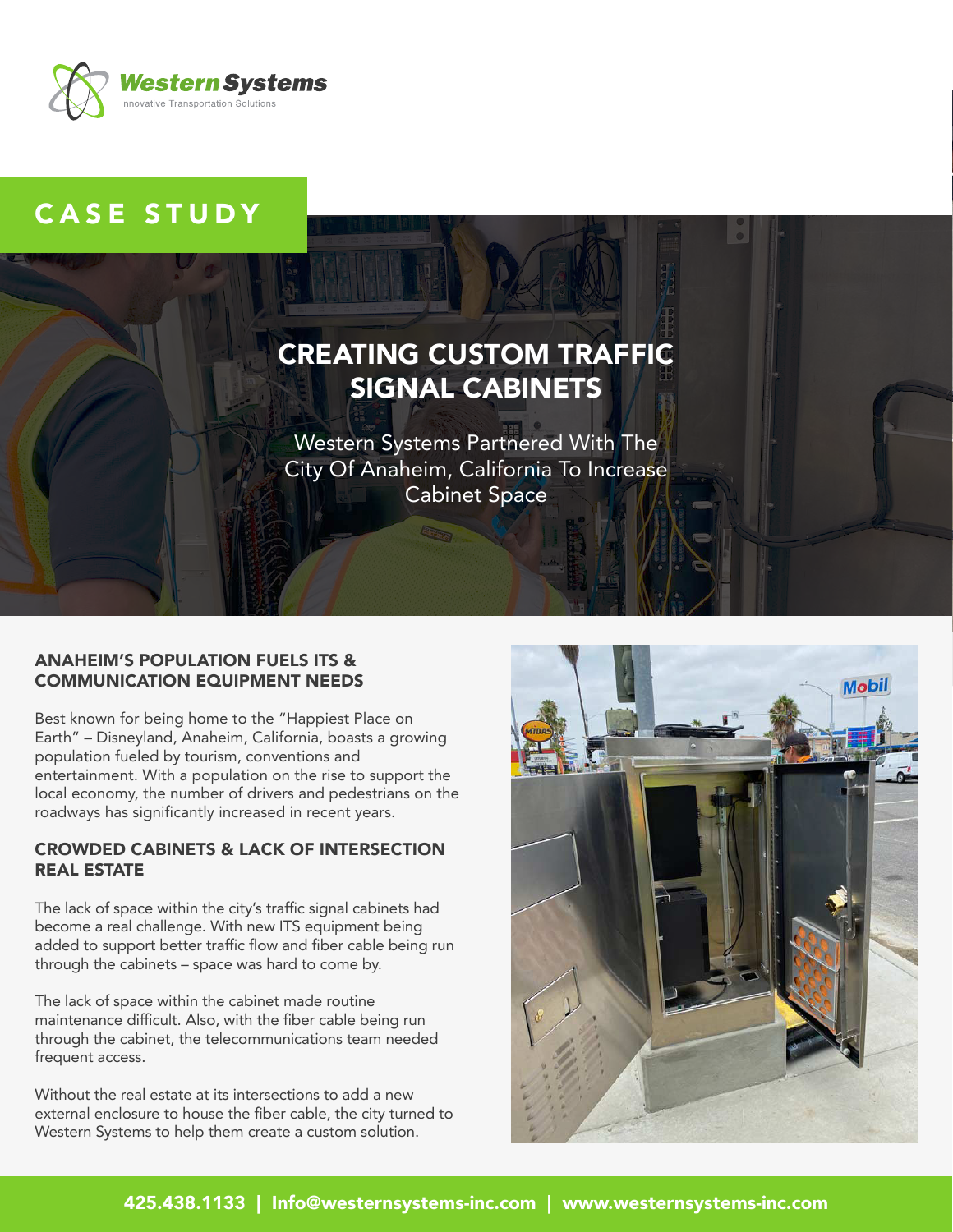Western Systems

Innovative Transportation Solutions

CASE STUDY

# CREATING CUSTOM TRAFFIC SIGNAL CABINETS

Western Systems Partnered With The City Of Anaheim, California To Increase Cabinet Space

## ANAHEIM'S POPULATION FUELS ITS & COMMUNICATION EQUIPMENT NEEDS

Best known for being home to the "Happiest Place on Earth" – Disneyland, Anaheim, California, boasts a growing population fueled by tourism, conventions and entertainment. With a population on the rise to support the local economy, the number of drivers and pedestrians on the roadways has significantly increased in recent years.

## CROWDED CABINETS & LACK OF INTERSECTION REAL ESTATE

The lack of space within the city's traffic signal cabinets had become a real challenge. With new ITS equipment being added to support better traffic flow and fiber cable being run through the cabinets – space was hard to come by.

The lack of space within the cabinet made routine maintenance difficult. Also, with the fiber cable being run through the cabinet, the telecommunications team needed frequent access.

Without the real estate at its intersections to add a new external enclosure to house the fiber cable, the city turned to Western Systems to help them create a custom solution.

425.438.1133 | Info@westernsystems-inc.com | www.westernsystems-inc.com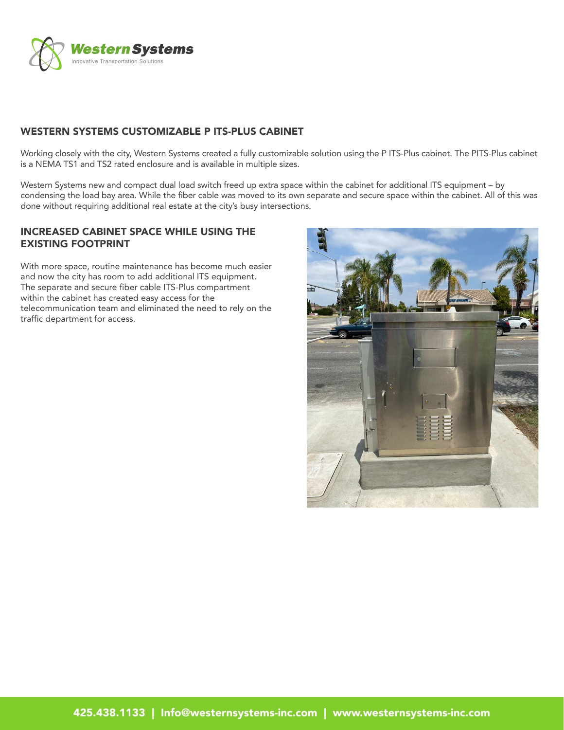Western Systems

Innovative Transportation Solutions

## WESTERN SYSTEMS CUSTOMIZABLE P ITS-PLUS CABINET

Working closely with the city, Western Systems created a fully customizable solution using the P ITS-Plus cabinet. The PITS-Plus cabinet is a NEMA TS1 and TS2 rated enclosure and is available in multiple sizes.

Western Systems new and compact dual load switch freed up extra space within the cabinet for additional ITS equipment – by condensing the load bay area. While the fiber cable was moved to its own separate and secure space within the cabinet. All of this was done without requiring additional real estate at the city's busy intersections.

## INCREASED CABINET SPACE WHILE USING THE EXISTING FOOTPRINT

With more space, routine maintenance has become much easier and now the city has room to add additional ITS equipment. The separate and secure fiber cable ITS-Plus compartment within the cabinet has created easy access for the telecommunication team and eliminated the need to rely on the traffic department for access.

425.438.1133 | Info@westernsystems-inc.com | www.westernsystems-inc.com